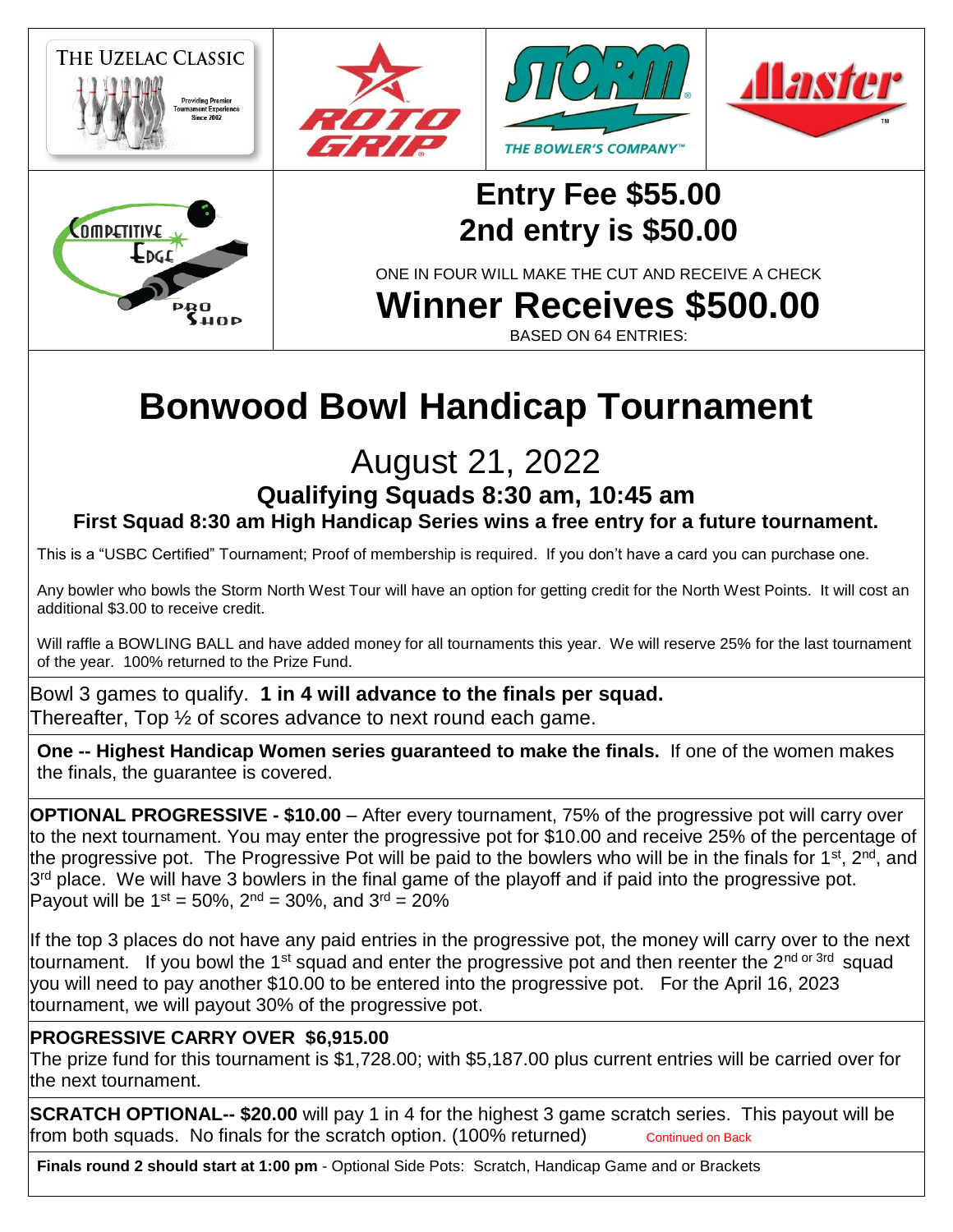THE UZELAC CLASSIC

Providing Premier Tournament Experience Since 2002

ROTO GRIP

STORM THE BOWLER'S COMPANY™

Master™

Competitive Edge Pro Shop

**Entry Fee $55.00**
**2nd entry is $50.00**

ONE IN FOUR WILL MAKE THE CUT AND RECEIVE A CHECK

**Winner Receives $500.00**

BASED ON 64 ENTRIES:

# Bonwood Bowl Handicap Tournament

## August 21, 2022

### Qualifying Squads 8:30 am, 10:45 am

**First Squad 8:30 am High Handicap Series wins a free entry for a future tournament.**

This is a "USBC Certified" Tournament; Proof of membership is required. If you don't have a card you can purchase one.

Any bowler who bowls the Storm North West Tour will have an option for getting credit for the North West Points. It will cost an additional $3.00 to receive credit.

Will raffle a BOWLING BALL and have added money for all tournaments this year. We will reserve 25% for the last tournament of the year. 100% returned to the Prize Fund.

Bowl 3 games to qualify. **1 in 4 will advance to the finals per squad.**
Thereafter, Top ½ of scores advance to next round each game.

**One -- Highest Handicap Women series guaranteed to make the finals.** If one of the women makes the finals, the guarantee is covered.

**OPTIONAL PROGRESSIVE - $10.00** – After every tournament, 75% of the progressive pot will carry over to the next tournament. You may enter the progressive pot for $10.00 and receive 25% of the percentage of the progressive pot. The Progressive Pot will be paid to the bowlers who will be in the finals for 1st, 2nd, and 3rd place. We will have 3 bowlers in the final game of the playoff and if paid into the progressive pot. Payout will be 1st = 50%, 2nd = 30%, and 3rd = 20%

If the top 3 places do not have any paid entries in the progressive pot, the money will carry over to the next tournament. If you bowl the 1st squad and enter the progressive pot and then reenter the 2nd or 3rd squad you will need to pay another $10.00 to be entered into the progressive pot. For the April 16, 2023 tournament, we will payout 30% of the progressive pot.

**PROGRESSIVE CARRY OVER $6,915.00**
The prize fund for this tournament is $1,728.00; with $5,187.00 plus current entries will be carried over for the next tournament.

**SCRATCH OPTIONAL-- $20.00** will pay 1 in 4 for the highest 3 game scratch series. This payout will be from both squads. No finals for the scratch option. (100% returned) Continued on Back

**Finals round 2 should start at 1:00 pm** - Optional Side Pots: Scratch, Handicap Game and or Brackets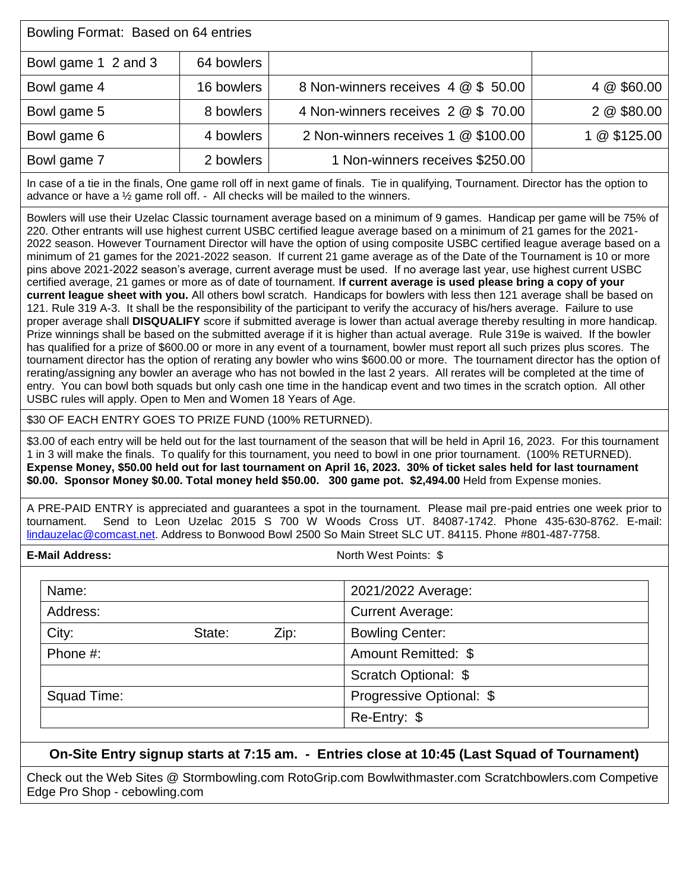| Bowling Format: Based on 64 entries | | | |
|---|---|---|---|
| Bowl game 1 2 and 3 | 64 bowlers | | |
| Bowl game 4 | 16 bowlers | 8 Non-winners receives 4 @ $ 50.00 | 4 @ $60.00 |
| Bowl game 5 | 8 bowlers | 4 Non-winners receives 2 @ $ 70.00 | 2 @ $80.00 |
| Bowl game 6 | 4 bowlers | 2 Non-winners receives 1 @ $100.00 | 1 @ $125.00 |
| Bowl game 7 | 2 bowlers | 1 Non-winners receives $250.00 | |

In case of a tie in the finals, One game roll off in next game of finals. Tie in qualifying, Tournament. Director has the option to advance or have a ½ game roll off. - All checks will be mailed to the winners.

Bowlers will use their Uzelac Classic tournament average based on a minimum of 9 games. Handicap per game will be 75% of 220. Other entrants will use highest current USBC certified league average based on a minimum of 21 games for the 2021-2022 season. However Tournament Director will have the option of using composite USBC certified league average based on a minimum of 21 games for the 2021-2022 season. If current 21 game average as of the Date of the Tournament is 10 or more pins above 2021-2022 season's average, current average must be used. If no average last year, use highest current USBC certified average, 21 games or more as of date of tournament. I**f current average is used please bring a copy of your current league sheet with you.** All others bowl scratch. Handicaps for bowlers with less then 121 average shall be based on 121. Rule 319 A-3. It shall be the responsibility of the participant to verify the accuracy of his/hers average. Failure to use proper average shall **DISQUALIFY** score if submitted average is lower than actual average thereby resulting in more handicap. Prize winnings shall be based on the submitted average if it is higher than actual average. Rule 319e is waived. If the bowler has qualified for a prize of $600.00 or more in any event of a tournament, bowler must report all such prizes plus scores. The tournament director has the option of rerating any bowler who wins $600.00 or more. The tournament director has the option of rerating/assigning any bowler an average who has not bowled in the last 2 years. All rerates will be completed at the time of entry. You can bowl both squads but only cash one time in the handicap event and two times in the scratch option. All other USBC rules will apply. Open to Men and Women 18 Years of Age.

$30 OF EACH ENTRY GOES TO PRIZE FUND (100% RETURNED).

$3.00 of each entry will be held out for the last tournament of the season that will be held in April 16, 2023. For this tournament 1 in 3 will make the finals. To qualify for this tournament, you need to bowl in one prior tournament. (100% RETURNED). **Expense Money, $50.00 held out for last tournament on April 16, 2023. 30% of ticket sales held for last tournament $0.00. Sponsor Money $0.00. Total money held $50.00. 300 game pot. $2,494.00** Held from Expense monies.

A PRE-PAID ENTRY is appreciated and guarantees a spot in the tournament. Please mail pre-paid entries one week prior to tournament. Send to Leon Uzelac 2015 S 700 W Woods Cross UT. 84087-1742. Phone 435-630-8762. E-mail: lindauzelac@comcast.net. Address to Bonwood Bowl 2500 So Main Street SLC UT. 84115. Phone #801-487-7758.

**E-Mail Address:** North West Points: $

| | |
|---|---|
| Name: | 2021/2022 Average: |
| Address: | Current Average: |
| City: State: Zip: | Bowling Center: |
| Phone #: | Amount Remitted: $ |
| | Scratch Optional: $ |
| Squad Time: | Progressive Optional: $ |
| | Re-Entry: $ |

**On-Site Entry signup starts at 7:15 am. - Entries close at 10:45 (Last Squad of Tournament)**

Check out the Web Sites @ Stormbowling.com RotoGrip.com Bowlwithmaster.com Scratchbowlers.com Competive Edge Pro Shop - cebowling.com